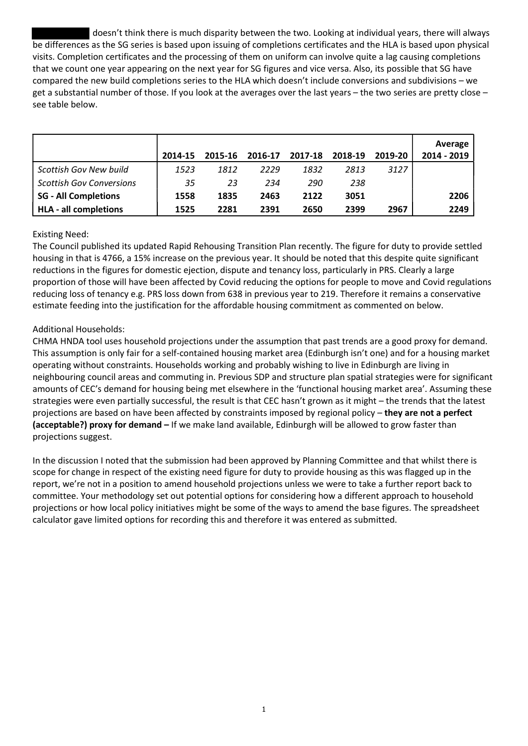doesn't think there is much disparity between the two. Looking at individual years, there will always be differences as the SG series is based upon issuing of completions certificates and the HLA is based upon physical visits. Completion certificates and the processing of them on uniform can involve quite a lag causing completions that we count one year appearing on the next year for SG figures and vice versa. Also, its possible that SG have compared the new build completions series to the HLA which doesn't include conversions and subdivisions – we get a substantial number of those. If you look at the averages over the last years – the two series are pretty close – see table below.

| | 2014-15 | 2015-16 | 2016-17 | 2017-18 | 2018-19 | 2019-20 | Average 2014 - 2019 |
|---|---|---|---|---|---|---|---|
| *Scottish Gov New build* | *1523* | *1812* | *2229* | *1832* | *2813* | *3127* | |
| *Scottish Gov Conversions* | *35* | *23* | *234* | *290* | *238* | | |
| **SG - All Completions** | **1558** | **1835** | **2463** | **2122** | **3051** | | **2206** |
| **HLA - all completions** | **1525** | **2281** | **2391** | **2650** | **2399** | **2967** | **2249** |

Existing Need:
The Council published its updated Rapid Rehousing Transition Plan recently. The figure for duty to provide settled housing in that is 4766, a 15% increase on the previous year. It should be noted that this despite quite significant reductions in the figures for domestic ejection, dispute and tenancy loss, particularly in PRS. Clearly a large proportion of those will have been affected by Covid reducing the options for people to move and Covid regulations reducing loss of tenancy e.g. PRS loss down from 638 in previous year to 219. Therefore it remains a conservative estimate feeding into the justification for the affordable housing commitment as commented on below.

Additional Households:
CHMA HNDA tool uses household projections under the assumption that past trends are a good proxy for demand. This assumption is only fair for a self-contained housing market area (Edinburgh isn't one) and for a housing market operating without constraints. Households working and probably wishing to live in Edinburgh are living in neighbouring council areas and commuting in. Previous SDP and structure plan spatial strategies were for significant amounts of CEC's demand for housing being met elsewhere in the 'functional housing market area'. Assuming these strategies were even partially successful, the result is that CEC hasn't grown as it might – the trends that the latest projections are based on have been affected by constraints imposed by regional policy – **they are not a perfect (acceptable?) proxy for demand –** If we make land available, Edinburgh will be allowed to grow faster than projections suggest.

In the discussion I noted that the submission had been approved by Planning Committee and that whilst there is scope for change in respect of the existing need figure for duty to provide housing as this was flagged up in the report, we're not in a position to amend household projections unless we were to take a further report back to committee. Your methodology set out potential options for considering how a different approach to household projections or how local policy initiatives might be some of the ways to amend the base figures. The spreadsheet calculator gave limited options for recording this and therefore it was entered as submitted.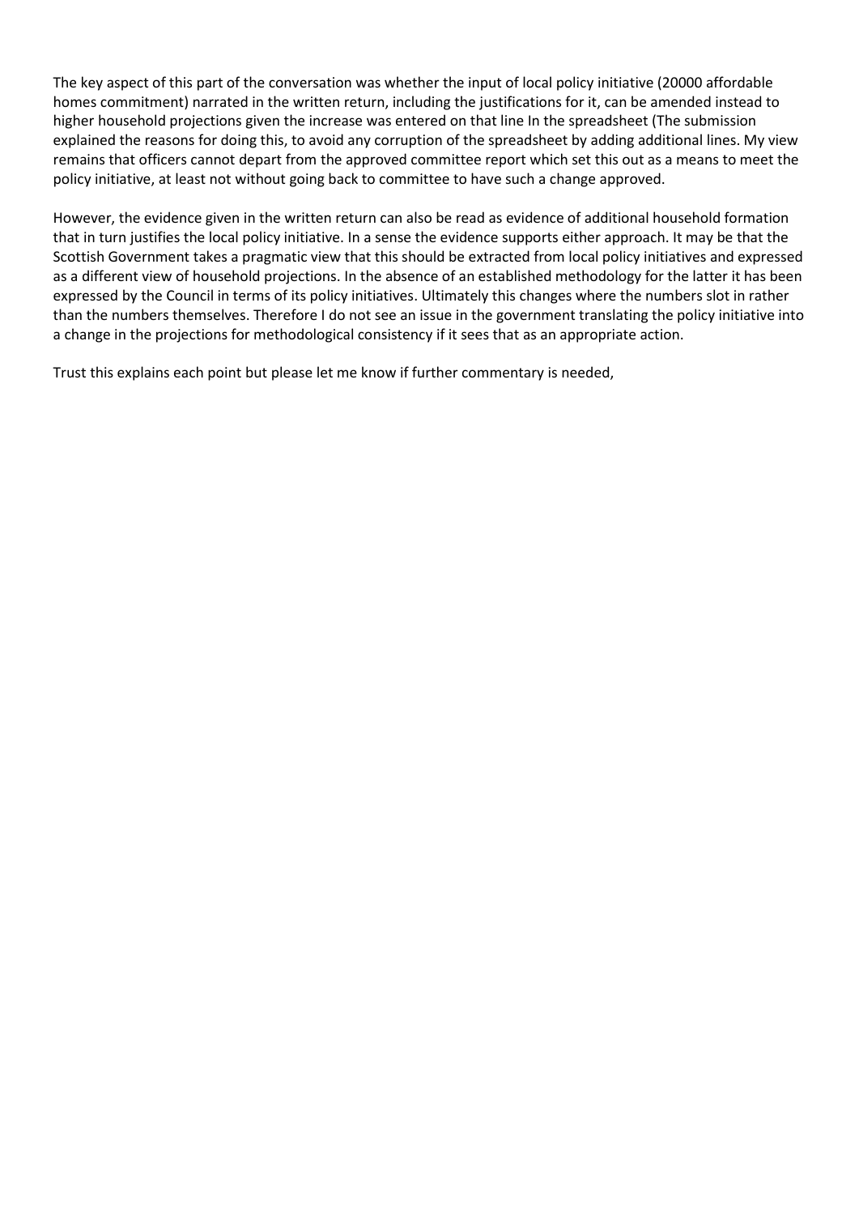The key aspect of this part of the conversation was whether the input of local policy initiative (20000 affordable homes commitment) narrated in the written return, including the justifications for it, can be amended instead to higher household projections given the increase was entered on that line In the spreadsheet (The submission explained the reasons for doing this, to avoid any corruption of the spreadsheet by adding additional lines. My view remains that officers cannot depart from the approved committee report which set this out as a means to meet the policy initiative, at least not without going back to committee to have such a change approved.

However, the evidence given in the written return can also be read as evidence of additional household formation that in turn justifies the local policy initiative. In a sense the evidence supports either approach. It may be that the Scottish Government takes a pragmatic view that this should be extracted from local policy initiatives and expressed as a different view of household projections. In the absence of an established methodology for the latter it has been expressed by the Council in terms of its policy initiatives. Ultimately this changes where the numbers slot in rather than the numbers themselves. Therefore I do not see an issue in the government translating the policy initiative into a change in the projections for methodological consistency if it sees that as an appropriate action.

Trust this explains each point but please let me know if further commentary is needed,